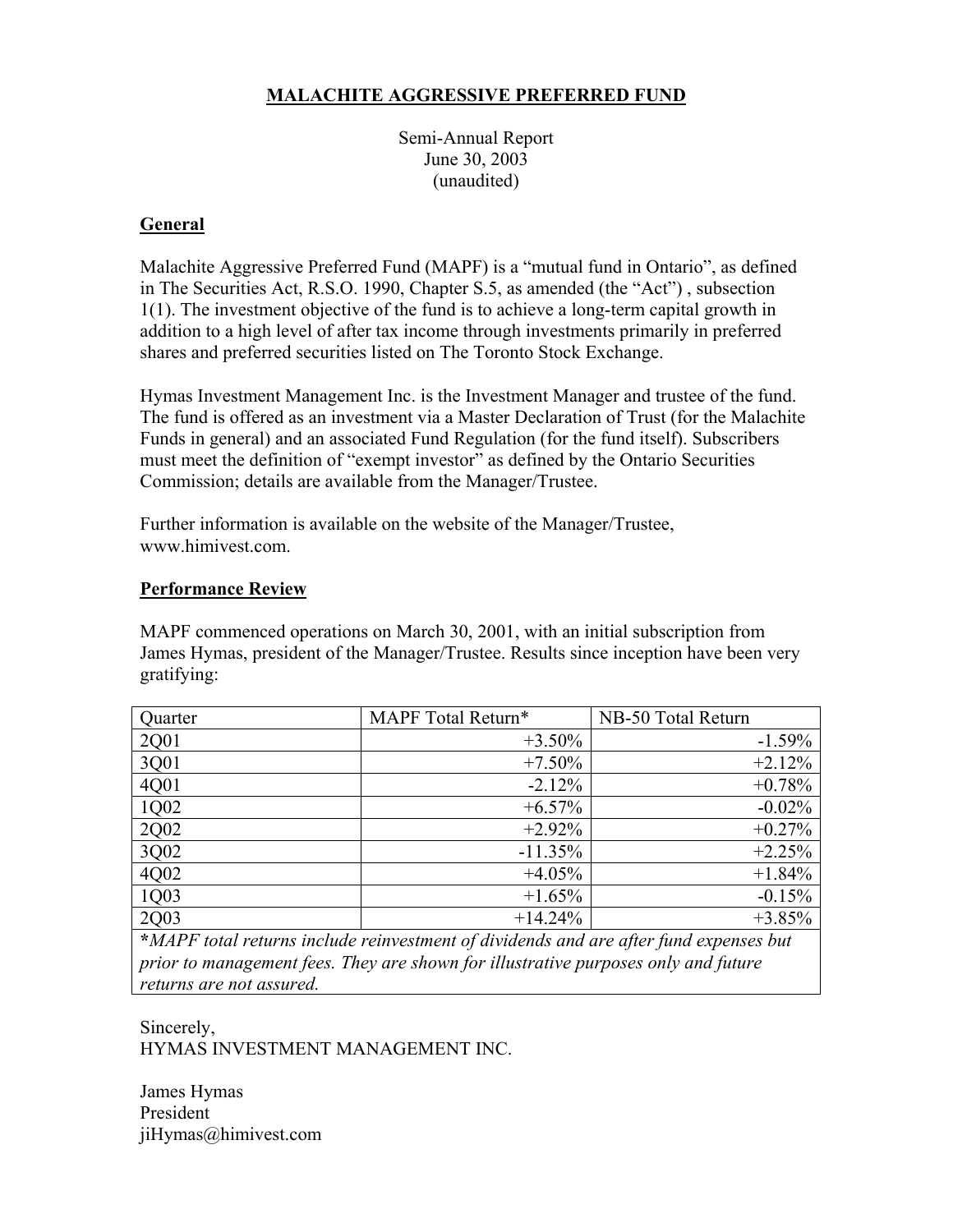# MALACHITE AGGRESSIVE PREFERRED FUND

Semi-Annual Report
June 30, 2003
(unaudited)

## General

Malachite Aggressive Preferred Fund (MAPF) is a "mutual fund in Ontario", as defined in The Securities Act, R.S.O. 1990, Chapter S.5, as amended (the "Act") , subsection 1(1). The investment objective of the fund is to achieve a long-term capital growth in addition to a high level of after tax income through investments primarily in preferred shares and preferred securities listed on The Toronto Stock Exchange.

Hymas Investment Management Inc. is the Investment Manager and trustee of the fund. The fund is offered as an investment via a Master Declaration of Trust (for the Malachite Funds in general) and an associated Fund Regulation (for the fund itself). Subscribers must meet the definition of "exempt investor" as defined by the Ontario Securities Commission; details are available from the Manager/Trustee.

Further information is available on the website of the Manager/Trustee, www.himivest.com.

## Performance Review

MAPF commenced operations on March 30, 2001, with an initial subscription from James Hymas, president of the Manager/Trustee. Results since inception have been very gratifying:

| Quarter | MAPF Total Return* | NB-50 Total Return |
|---|---:|---:|
| 2Q01 | +3.50% | -1.59% |
| 3Q01 | +7.50% | +2.12% |
| 4Q01 | -2.12% | +0.78% |
| 1Q02 | +6.57% | -0.02% |
| 2Q02 | +2.92% | +0.27% |
| 3Q02 | -11.35% | +2.25% |
| 4Q02 | +4.05% | +1.84% |
| 1Q03 | +1.65% | -0.15% |
| 2Q03 | +14.24% | +3.85% |

***MAPF total returns include reinvestment of dividends and are after fund expenses but prior to management fees. They are shown for illustrative purposes only and future returns are not assured.***

Sincerely,
HYMAS INVESTMENT MANAGEMENT INC.

James Hymas
President
jiHymas@himivest.com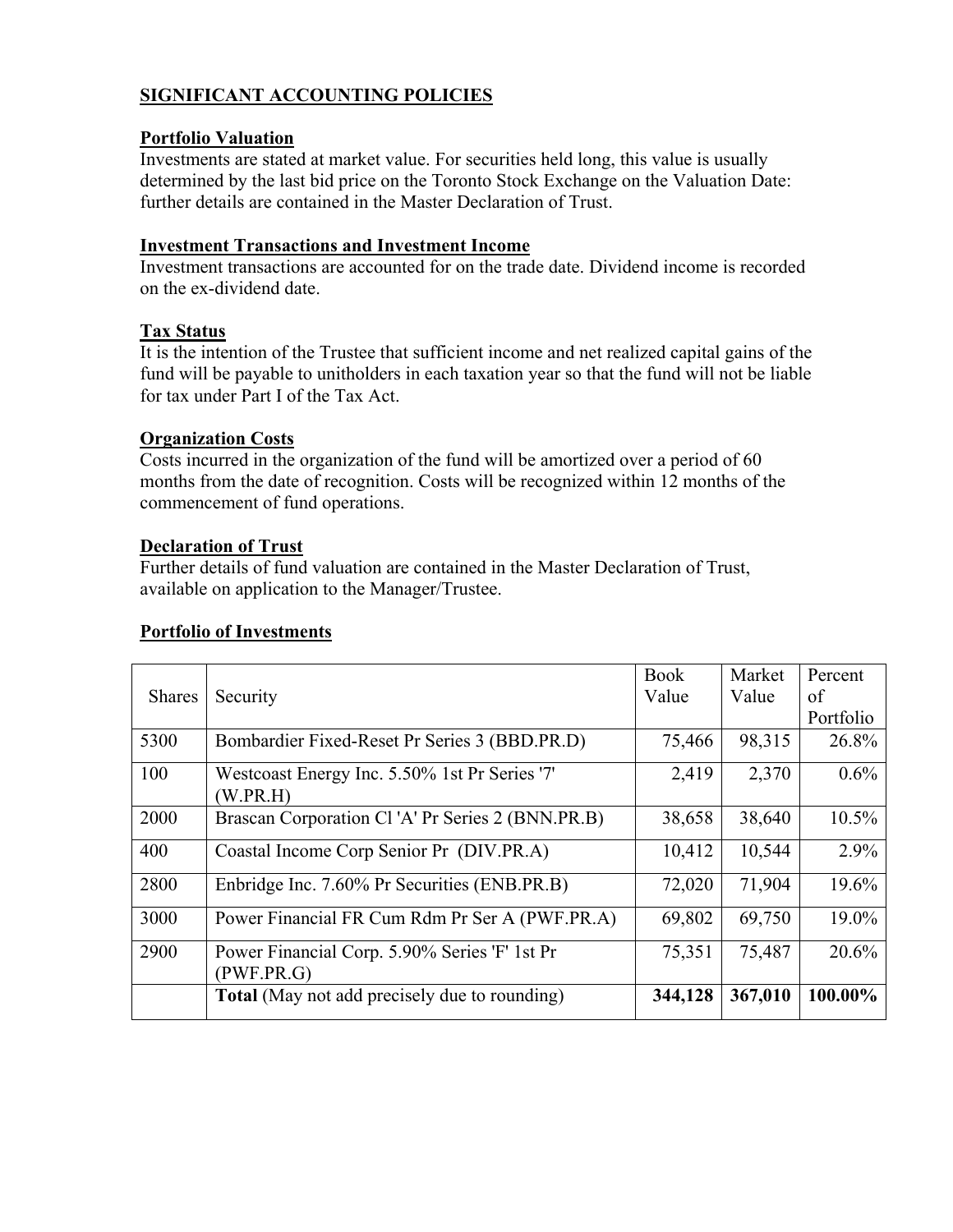## SIGNIFICANT ACCOUNTING POLICIES

### Portfolio Valuation

Investments are stated at market value. For securities held long, this value is usually determined by the last bid price on the Toronto Stock Exchange on the Valuation Date: further details are contained in the Master Declaration of Trust.

### Investment Transactions and Investment Income

Investment transactions are accounted for on the trade date. Dividend income is recorded on the ex-dividend date.

### Tax Status

It is the intention of the Trustee that sufficient income and net realized capital gains of the fund will be payable to unitholders in each taxation year so that the fund will not be liable for tax under Part I of the Tax Act.

### Organization Costs

Costs incurred in the organization of the fund will be amortized over a period of 60 months from the date of recognition. Costs will be recognized within 12 months of the commencement of fund operations.

### Declaration of Trust

Further details of fund valuation are contained in the Master Declaration of Trust, available on application to the Manager/Trustee.

### Portfolio of Investments

| Shares | Security | Book Value | Market Value | Percent of Portfolio |
|---|---|---|---|---|
| 5300 | Bombardier Fixed-Reset Pr Series 3 (BBD.PR.D) | 75,466 | 98,315 | 26.8% |
| 100 | Westcoast Energy Inc. 5.50% 1st Pr Series '7' (W.PR.H) | 2,419 | 2,370 | 0.6% |
| 2000 | Brascan Corporation Cl 'A' Pr Series 2 (BNN.PR.B) | 38,658 | 38,640 | 10.5% |
| 400 | Coastal Income Corp Senior Pr (DIV.PR.A) | 10,412 | 10,544 | 2.9% |
| 2800 | Enbridge Inc. 7.60% Pr Securities (ENB.PR.B) | 72,020 | 71,904 | 19.6% |
| 3000 | Power Financial FR Cum Rdm Pr Ser A (PWF.PR.A) | 69,802 | 69,750 | 19.0% |
| 2900 | Power Financial Corp. 5.90% Series 'F' 1st Pr (PWF.PR.G) | 75,351 | 75,487 | 20.6% |
| | **Total** (May not add precisely due to rounding) | **344,128** | **367,010** | **100.00%** |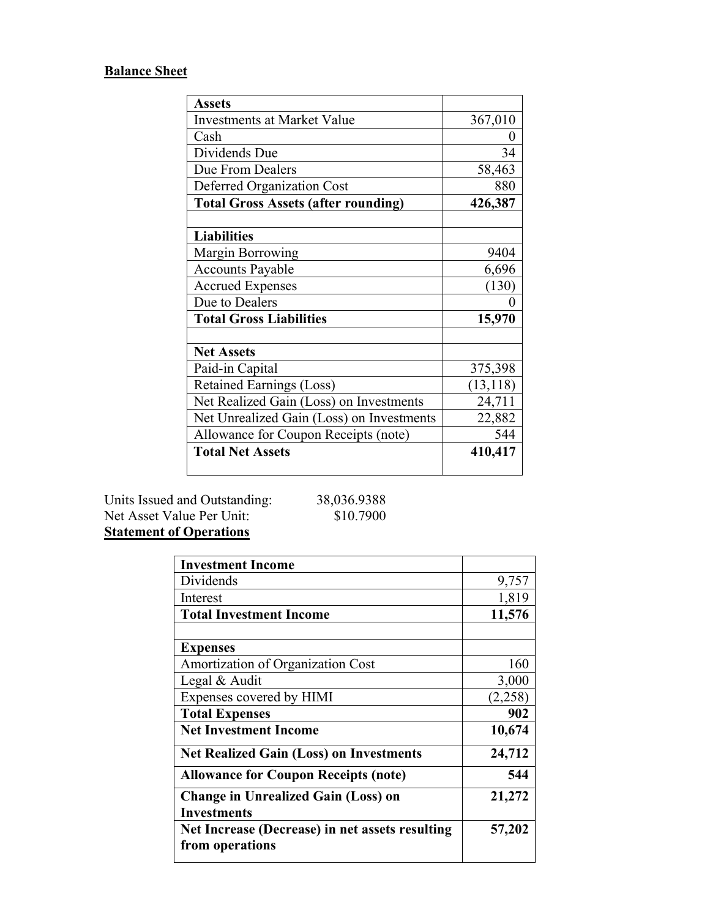**Balance Sheet**

| **Assets** | |
|---|---|
| Investments at Market Value | 367,010 |
| Cash | 0 |
| Dividends Due | 34 |
| Due From Dealers | 58,463 |
| Deferred Organization Cost | 880 |
| **Total Gross Assets (after rounding)** | **426,387** |
| | |
| **Liabilities** | |
| Margin Borrowing | 9404 |
| Accounts Payable | 6,696 |
| Accrued Expenses | (130) |
| Due to Dealers | 0 |
| **Total Gross Liabilities** | **15,970** |
| | |
| **Net Assets** | |
| Paid-in Capital | 375,398 |
| Retained Earnings (Loss) | (13,118) |
| Net Realized Gain (Loss) on Investments | 24,711 |
| Net Unrealized Gain (Loss) on Investments | 22,882 |
| Allowance for Coupon Receipts (note) | 544 |
| **Total Net Assets** | **410,417** |

Units Issued and Outstanding: 38,036.9388
Net Asset Value Per Unit: $10.7900

**Statement of Operations**

| **Investment Income** | |
|---|---|
| Dividends | 9,757 |
| Interest | 1,819 |
| **Total Investment Income** | **11,576** |
| | |
| **Expenses** | |
| Amortization of Organization Cost | 160 |
| Legal & Audit | 3,000 |
| Expenses covered by HIMI | (2,258) |
| **Total Expenses** | **902** |
| **Net Investment Income** | **10,674** |
| **Net Realized Gain (Loss) on Investments** | **24,712** |
| **Allowance for Coupon Receipts (note)** | **544** |
| **Change in Unrealized Gain (Loss) on Investments** | **21,272** |
| **Net Increase (Decrease) in net assets resulting from operations** | **57,202** |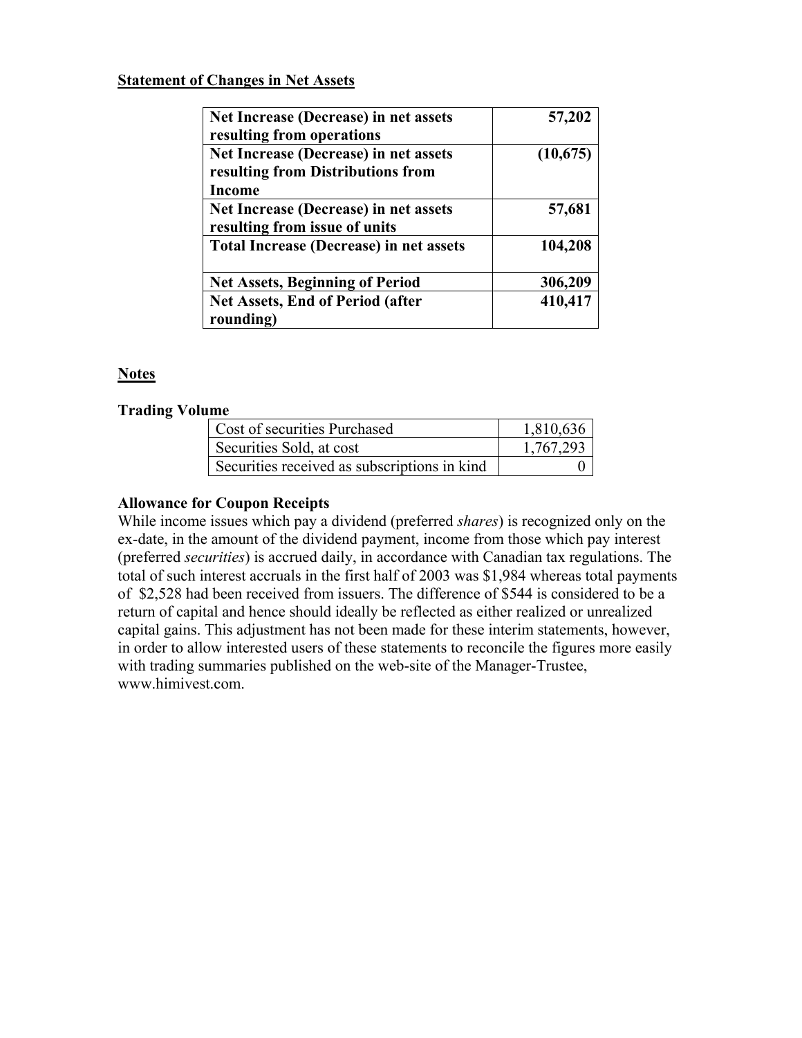## Statement of Changes in Net Assets

| | |
|---|---|
| **Net Increase (Decrease) in net assets resulting from operations** | **57,202** |
| **Net Increase (Decrease) in net assets resulting from Distributions from Income** | **(10,675)** |
| **Net Increase (Decrease) in net assets resulting from issue of units** | **57,681** |
| **Total Increase (Decrease) in net assets** | **104,208** |
| **Net Assets, Beginning of Period** | **306,209** |
| **Net Assets, End of Period (after rounding)** | **410,417** |

## Notes

### Trading Volume

| | |
|---|---|
| Cost of securities Purchased | 1,810,636 |
| Securities Sold, at cost | 1,767,293 |
| Securities received as subscriptions in kind | 0 |

### Allowance for Coupon Receipts

While income issues which pay a dividend (preferred *shares*) is recognized only on the ex-date, in the amount of the dividend payment, income from those which pay interest (preferred *securities*) is accrued daily, in accordance with Canadian tax regulations. The total of such interest accruals in the first half of 2003 was $1,984 whereas total payments of $2,528 had been received from issuers. The difference of $544 is considered to be a return of capital and hence should ideally be reflected as either realized or unrealized capital gains. This adjustment has not been made for these interim statements, however, in order to allow interested users of these statements to reconcile the figures more easily with trading summaries published on the web-site of the Manager-Trustee, www.himivest.com.